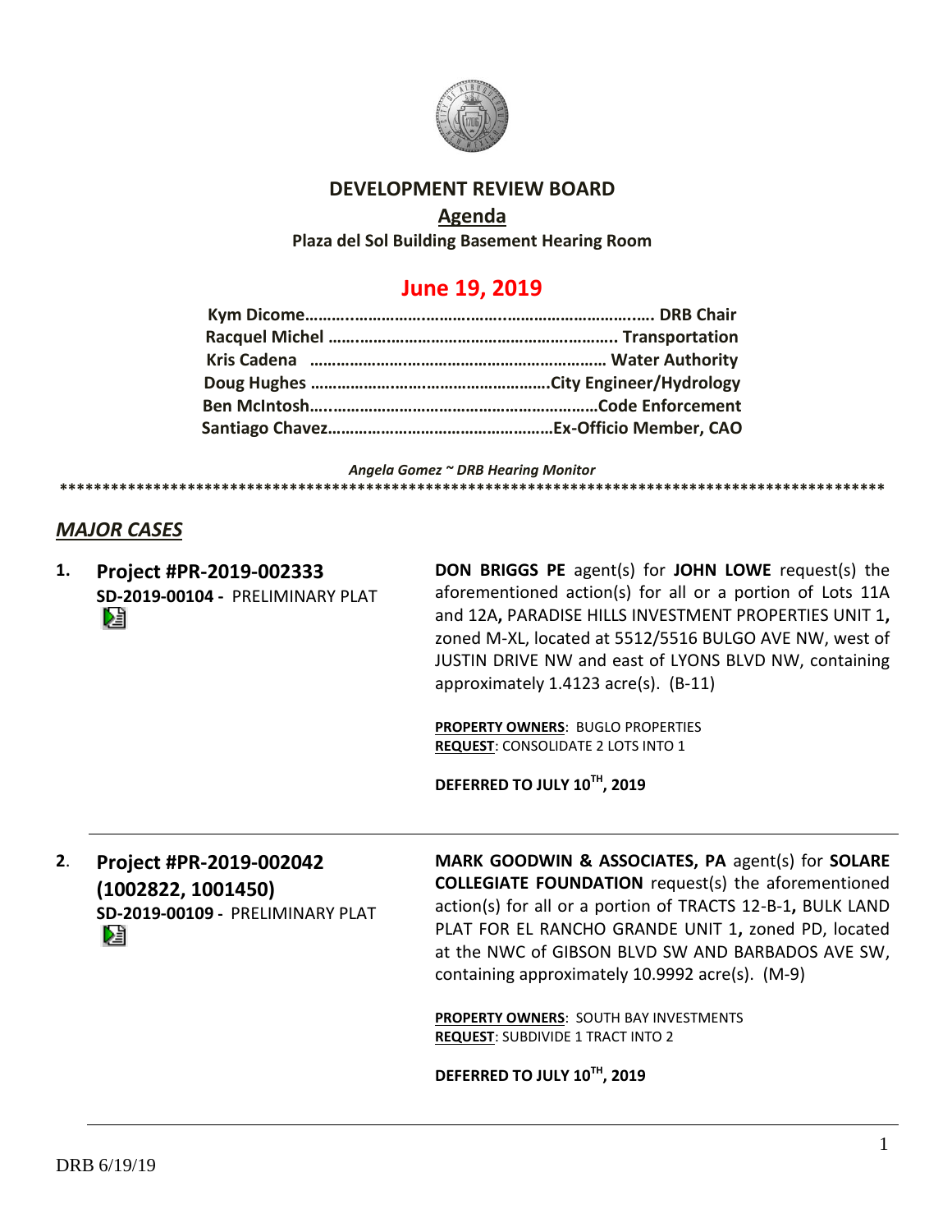# DEVELOPMENT REVIEW BOARD

## Agenda

**Plaza del Sol Building Basement Hearing Room**

## June 19, 2019

**Kym Dicome……………………………………………………………. DRB Chair**
**Racquel Michel ……………………………………………………….. Transportation**
**Kris Cadena …………………………………………………………… Water Authority**
**Doug Hughes ………………………………………………City Engineer/Hydrology**
**Ben McIntosh……………………………………………………………Code Enforcement**
**Santiago Chavez……………………………………………Ex-Officio Member, CAO**

*Angela Gomez ~ DRB Hearing Monitor*

****************************************************************************************************

## *MAJOR CASES*

**1. Project #PR-2019-002333**
**SD-2019-00104 -** PRELIMINARY PLAT

**DON BRIGGS PE** agent(s) for **JOHN LOWE** request(s) the aforementioned action(s) for all or a portion of Lots 11A and 12A**,** PARADISE HILLS INVESTMENT PROPERTIES UNIT 1**,** zoned M-XL, located at 5512/5516 BULGO AVE NW, west of JUSTIN DRIVE NW and east of LYONS BLVD NW, containing approximately 1.4123 acre(s). (B-11)

**PROPERTY OWNERS**: BUGLO PROPERTIES
**REQUEST**: CONSOLIDATE 2 LOTS INTO 1

**DEFERRED TO JULY 10TH, 2019**

---

**2. Project #PR-2019-002042 (1002822, 1001450)**
**SD-2019-00109 -** PRELIMINARY PLAT

**MARK GOODWIN & ASSOCIATES, PA** agent(s) for **SOLARE COLLEGIATE FOUNDATION** request(s) the aforementioned action(s) for all or a portion of TRACTS 12-B-1**,** BULK LAND PLAT FOR EL RANCHO GRANDE UNIT 1**,** zoned PD, located at the NWC of GIBSON BLVD SW AND BARBADOS AVE SW, containing approximately 10.9992 acre(s). (M-9)

**PROPERTY OWNERS**: SOUTH BAY INVESTMENTS
**REQUEST**: SUBDIVIDE 1 TRACT INTO 2

**DEFERRED TO JULY 10TH, 2019**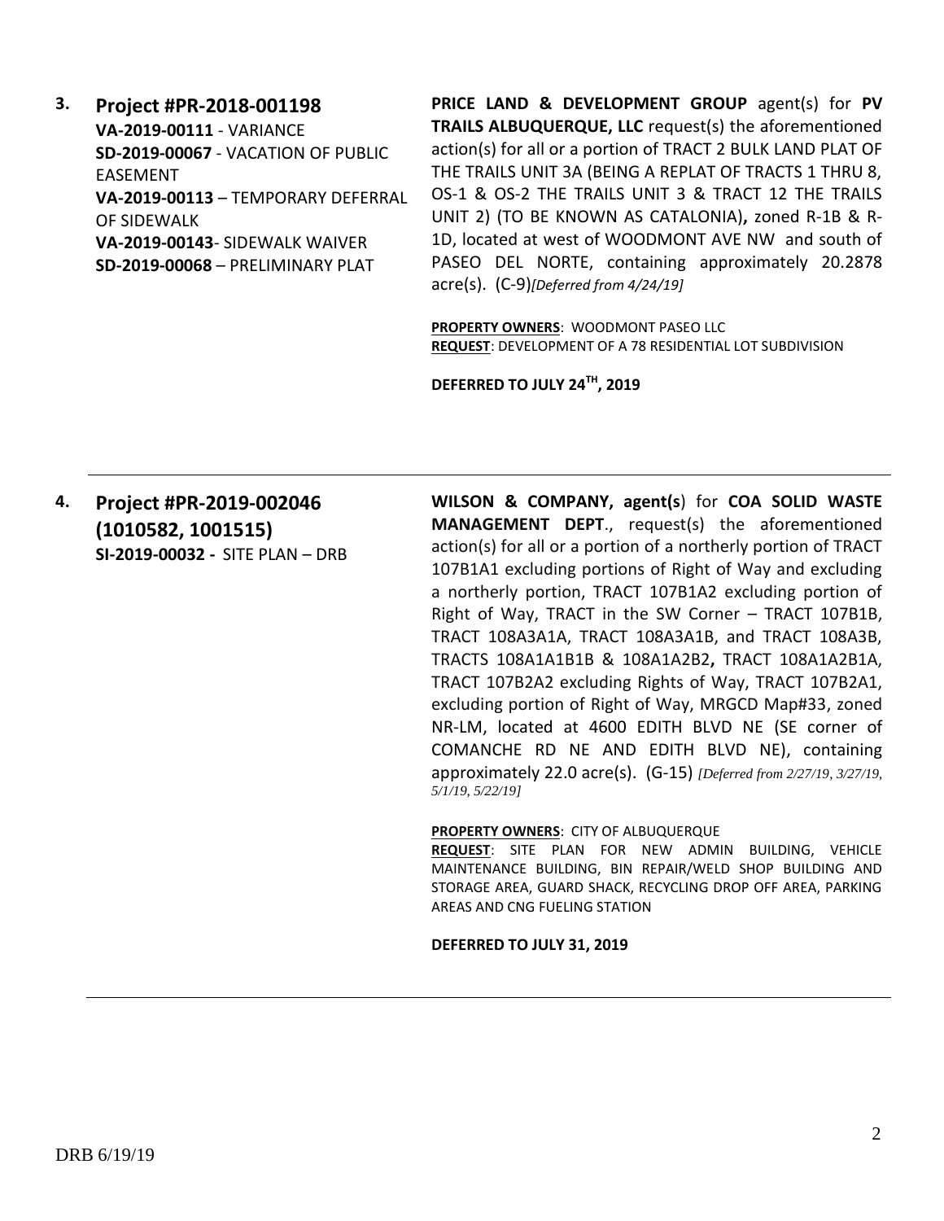**3. Project #PR-2018-001198**
**VA-2019-00111** - VARIANCE
**SD-2019-00067** - VACATION OF PUBLIC EASEMENT
**VA-2019-00113** – TEMPORARY DEFERRAL OF SIDEWALK
**VA-2019-00143**- SIDEWALK WAIVER
**SD-2019-00068** – PRELIMINARY PLAT

**PRICE LAND & DEVELOPMENT GROUP** agent(s) for **PV TRAILS ALBUQUERQUE, LLC** request(s) the aforementioned action(s) for all or a portion of TRACT 2 BULK LAND PLAT OF THE TRAILS UNIT 3A (BEING A REPLAT OF TRACTS 1 THRU 8, OS-1 & OS-2 THE TRAILS UNIT 3 & TRACT 12 THE TRAILS UNIT 2) (TO BE KNOWN AS CATALONIA)**,** zoned R-1B & R-1D, located at west of WOODMONT AVE NW and south of PASEO DEL NORTE, containing approximately 20.2878 acre(s). (C-9)*[Deferred from 4/24/19]*

**PROPERTY OWNERS**: WOODMONT PASEO LLC
**REQUEST**: DEVELOPMENT OF A 78 RESIDENTIAL LOT SUBDIVISION

**DEFERRED TO JULY 24TH, 2019**

---

**4. Project #PR-2019-002046 (1010582, 1001515)**
**SI-2019-00032 -** SITE PLAN – DRB

**WILSON & COMPANY, agent(s**) for **COA SOLID WASTE MANAGEMENT DEPT**., request(s) the aforementioned action(s) for all or a portion of a northerly portion of TRACT 107B1A1 excluding portions of Right of Way and excluding a northerly portion, TRACT 107B1A2 excluding portion of Right of Way, TRACT in the SW Corner – TRACT 107B1B, TRACT 108A3A1A, TRACT 108A3A1B, and TRACT 108A3B, TRACTS 108A1A1B1B & 108A1A2B2**,** TRACT 108A1A2B1A, TRACT 107B2A2 excluding Rights of Way, TRACT 107B2A1, excluding portion of Right of Way, MRGCD Map#33, zoned NR-LM, located at 4600 EDITH BLVD NE (SE corner of COMANCHE RD NE AND EDITH BLVD NE), containing approximately 22.0 acre(s). (G-15) *[Deferred from 2/27/19, 3/27/19, 5/1/19, 5/22/19]*

**PROPERTY OWNERS**: CITY OF ALBUQUERQUE
**REQUEST**: SITE PLAN FOR NEW ADMIN BUILDING, VEHICLE MAINTENANCE BUILDING, BIN REPAIR/WELD SHOP BUILDING AND STORAGE AREA, GUARD SHACK, RECYCLING DROP OFF AREA, PARKING AREAS AND CNG FUELING STATION

**DEFERRED TO JULY 31, 2019**

---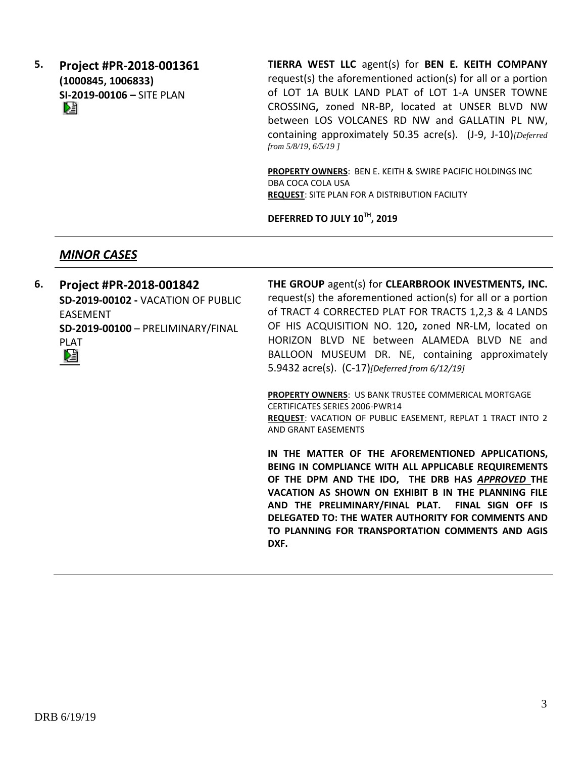**5. Project #PR-2018-001361**
**(1000845, 1006833)**
**SI-2019-00106 –** SITE PLAN

**TIERRA WEST LLC** agent(s) for **BEN E. KEITH COMPANY** request(s) the aforementioned action(s) for all or a portion of LOT 1A BULK LAND PLAT of LOT 1-A UNSER TOWNE CROSSING**,** zoned NR-BP, located at UNSER BLVD NW between LOS VOLCANES RD NW and GALLATIN PL NW, containing approximately 50.35 acre(s). (J-9, J-10)*[Deferred from 5/8/19, 6/5/19 ]*

**PROPERTY OWNERS**: BEN E. KEITH & SWIRE PACIFIC HOLDINGS INC DBA COCA COLA USA
**REQUEST**: SITE PLAN FOR A DISTRIBUTION FACILITY

**DEFERRED TO JULY 10TH, 2019**

---

## *MINOR CASES*

**6. Project #PR-2018-001842**
**SD-2019-00102 -** VACATION OF PUBLIC EASEMENT
**SD-2019-00100** – PRELIMINARY/FINAL PLAT

**THE GROUP** agent(s) for **CLEARBROOK INVESTMENTS, INC.** request(s) the aforementioned action(s) for all or a portion of TRACT 4 CORRECTED PLAT FOR TRACTS 1,2,3 & 4 LANDS OF HIS ACQUISITION NO. 120**,** zoned NR-LM, located on HORIZON BLVD NE between ALAMEDA BLVD NE and BALLOON MUSEUM DR. NE, containing approximately 5.9432 acre(s). (C-17)*[Deferred from 6/12/19]*

**PROPERTY OWNERS**: US BANK TRUSTEE COMMERICAL MORTGAGE CERTIFICATES SERIES 2006-PWR14
**REQUEST**: VACATION OF PUBLIC EASEMENT, REPLAT 1 TRACT INTO 2 AND GRANT EASEMENTS

**IN THE MATTER OF THE AFOREMENTIONED APPLICATIONS, BEING IN COMPLIANCE WITH ALL APPLICABLE REQUIREMENTS OF THE DPM AND THE IDO, THE DRB HAS *APPROVED* THE VACATION AS SHOWN ON EXHIBIT B IN THE PLANNING FILE AND THE PRELIMINARY/FINAL PLAT. FINAL SIGN OFF IS DELEGATED TO: THE WATER AUTHORITY FOR COMMENTS AND TO PLANNING FOR TRANSPORTATION COMMENTS AND AGIS DXF.**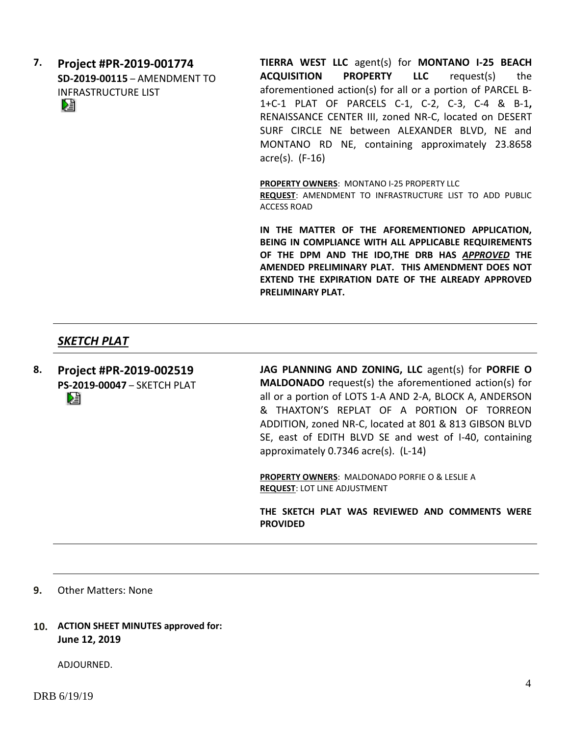**7. Project #PR-2019-001774**
**SD-2019-00115** – AMENDMENT TO INFRASTRUCTURE LIST

**TIERRA WEST LLC** agent(s) for **MONTANO I-25 BEACH ACQUISITION PROPERTY LLC** request(s) the aforementioned action(s) for all or a portion of PARCEL B-1+C-1 PLAT OF PARCELS C-1, C-2, C-3, C-4 & B-1**,** RENAISSANCE CENTER III, zoned NR-C, located on DESERT SURF CIRCLE NE between ALEXANDER BLVD, NE and MONTANO RD NE, containing approximately 23.8658 acre(s). (F-16)

**PROPERTY OWNERS**: MONTANO I-25 PROPERTY LLC
**REQUEST**: AMENDMENT TO INFRASTRUCTURE LIST TO ADD PUBLIC ACCESS ROAD

**IN THE MATTER OF THE AFOREMENTIONED APPLICATION, BEING IN COMPLIANCE WITH ALL APPLICABLE REQUIREMENTS OF THE DPM AND THE IDO,THE DRB HAS *APPROVED* THE AMENDED PRELIMINARY PLAT. THIS AMENDMENT DOES NOT EXTEND THE EXPIRATION DATE OF THE ALREADY APPROVED PRELIMINARY PLAT.**

---

## *SKETCH PLAT*

**8. Project #PR-2019-002519**
**PS-2019-00047** – SKETCH PLAT

**JAG PLANNING AND ZONING, LLC** agent(s) for **PORFIE O MALDONADO** request(s) the aforementioned action(s) for all or a portion of LOTS 1-A AND 2-A, BLOCK A, ANDERSON & THAXTON'S REPLAT OF A PORTION OF TORREON ADDITION, zoned NR-C, located at 801 & 813 GIBSON BLVD SE, east of EDITH BLVD SE and west of I-40, containing approximately 0.7346 acre(s). (L-14)

**PROPERTY OWNERS**: MALDONADO PORFIE O & LESLIE A
**REQUEST**: LOT LINE ADJUSTMENT

**THE SKETCH PLAT WAS REVIEWED AND COMMENTS WERE PROVIDED**

---

**9.** Other Matters: None

**10. ACTION SHEET MINUTES approved for: June 12, 2019**

ADJOURNED.